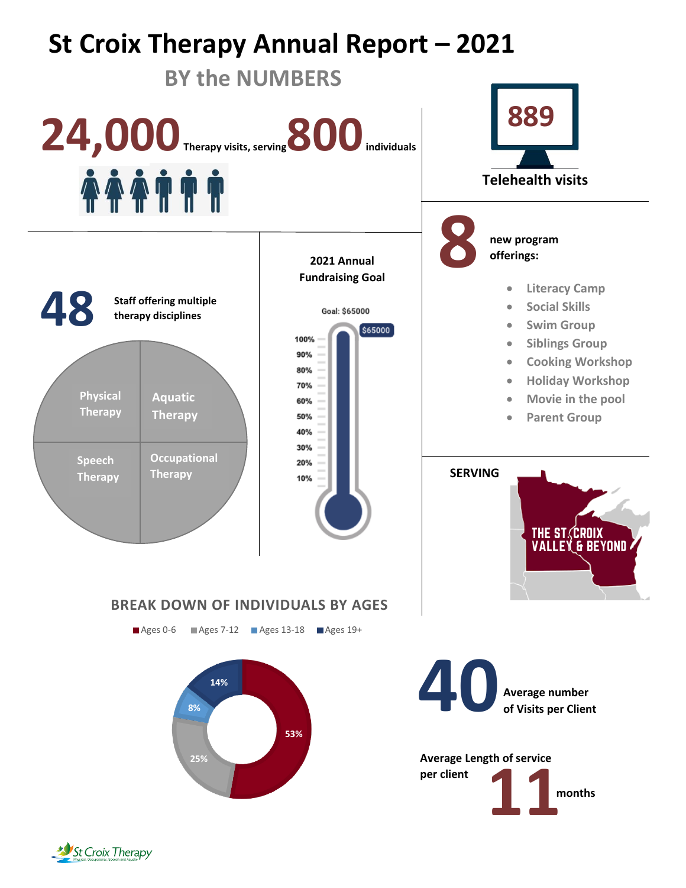# St Croix Therapy Annual Report – 2021

## BY the NUMBERS

**24,000** Therapy visits, serving **800** individuals

**889** Telehealth visits

**8** new program offerings:

- Literacy Camp
- Social Skills
- Swim Group
- Siblings Group
- Cooking Workshop
- Holiday Workshop
- Movie in the pool
- Parent Group

**48** Staff offering multiple therapy disciplines

- Physical Therapy
- Aquatic Therapy
- Speech Therapy
- Occupational Therapy

**2021 Annual Fundraising Goal**

Goal: $65000

$65000 (100%)

**SERVING**

THE ST. CROIX VALLEY & BEYOND

## BREAK DOWN OF INDIVIDUALS BY AGES

| Ages | Percentage |
| --- | --- |
| Ages 0-6 | 53% |
| Ages 7-12 | 25% |
| Ages 13-18 | 8% |
| Ages 19+ | 14% |

**40** Average number of Visits per Client

Average Length of service per client **11** months

St Croix Therapy
Physical, Occupational, Speech and Aquatic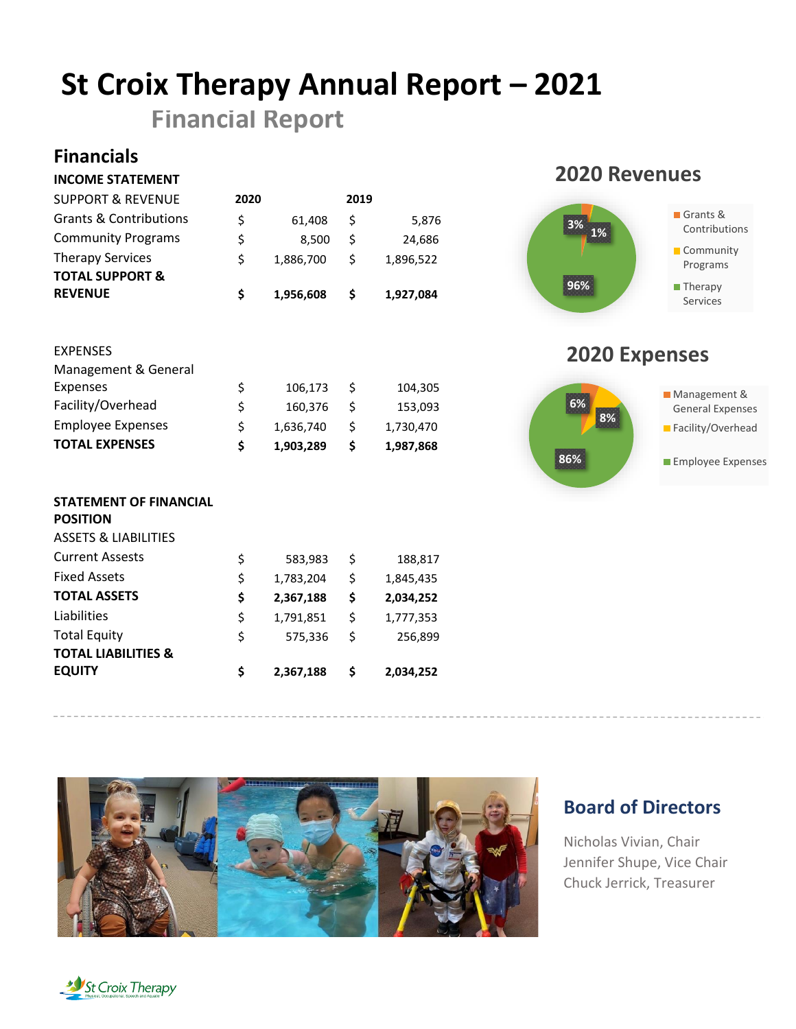# St Croix Therapy Annual Report – 2021

## Financial Report

### Financials

| INCOME STATEMENT | | |
|---|---|---|
| SUPPORT & REVENUE | 2020 | 2019 |
| Grants & Contributions | $ 61,408 | $ 5,876 |
| Community Programs | $ 8,500 | $ 24,686 |
| Therapy Services | $ 1,886,700 | $ 1,896,522 |
| **TOTAL SUPPORT & REVENUE** | **$ 1,956,608** | **$ 1,927,084** |
| | | |
| EXPENSES | | |
| Management & General Expenses | $ 106,173 | $ 104,305 |
| Facility/Overhead | $ 160,376 | $ 153,093 |
| Employee Expenses | $ 1,636,740 | $ 1,730,470 |
| **TOTAL EXPENSES** | **$ 1,903,289** | **$ 1,987,868** |
| | | |
| **STATEMENT OF FINANCIAL POSITION** | | |
| ASSETS & LIABILITIES | | |
| Current Assests | $ 583,983 | $ 188,817 |
| Fixed Assets | $ 1,783,204 | $ 1,845,435 |
| **TOTAL ASSETS** | **$ 2,367,188** | **$ 2,034,252** |
| Liabilities | $ 1,791,851 | $ 1,777,353 |
| Total Equity | $ 575,336 | $ 256,899 |
| **TOTAL LIABILITIES & EQUITY** | **$ 2,367,188** | **$ 2,034,252** |

### 2020 Revenues

3%
1%
96%

Grants & Contributions
Community Programs
Therapy Services

### 2020 Expenses

6%
8%
86%

Management & General Expenses
Facility/Overhead
Employee Expenses

## Board of Directors

Nicholas Vivian, Chair
Jennifer Shupe, Vice Chair
Chuck Jerrick, Treasurer